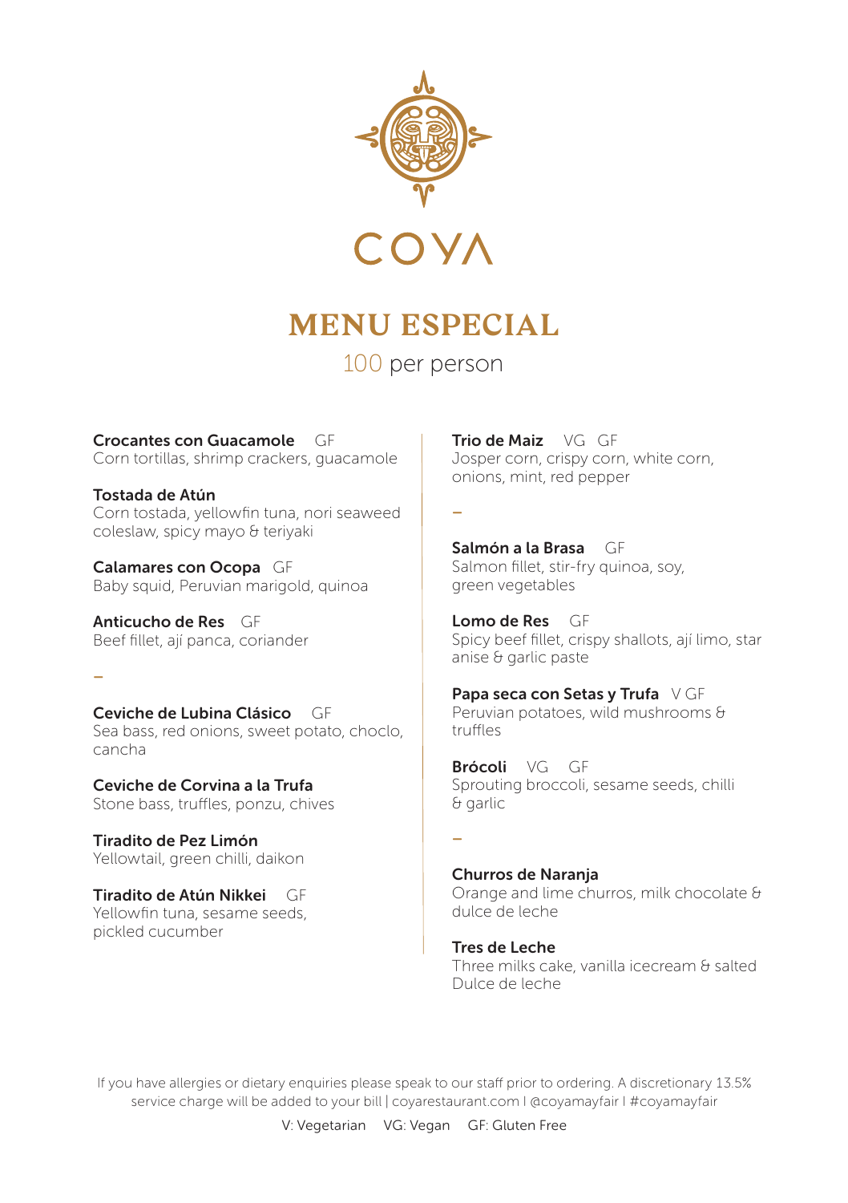# COYA

## MENU ESPECIAL

100 per person

**Crocantes con Guacamole** GF
Corn tortillas, shrimp crackers, guacamole

**Tostada de Atún**
Corn tostada, yellowfin tuna, nori seaweed coleslaw, spicy mayo & teriyaki

**Calamares con Ocopa** GF
Baby squid, Peruvian marigold, quinoa

**Anticucho de Res** GF
Beef fillet, ají panca, coriander

–

**Ceviche de Lubina Clásico** GF
Sea bass, red onions, sweet potato, choclo, cancha

**Ceviche de Corvina a la Trufa**
Stone bass, truffles, ponzu, chives

**Tiradito de Pez Limón**
Yellowtail, green chilli, daikon

**Tiradito de Atún Nikkei** GF
Yellowfin tuna, sesame seeds, pickled cucumber

**Trio de Maiz** VG GF
Josper corn, crispy corn, white corn, onions, mint, red pepper

–

**Salmón a la Brasa** GF
Salmon fillet, stir-fry quinoa, soy, green vegetables

**Lomo de Res** GF
Spicy beef fillet, crispy shallots, ají limo, star anise & garlic paste

**Papa seca con Setas y Trufa** V GF
Peruvian potatoes, wild mushrooms & truffles

**Brócoli** VG GF
Sprouting broccoli, sesame seeds, chilli & garlic

–

**Churros de Naranja**
Orange and lime churros, milk chocolate & dulce de leche

**Tres de Leche**
Three milks cake, vanilla icecream & salted Dulce de leche

If you have allergies or dietary enquiries please speak to our staff prior to ordering. A discretionary 13.5% service charge will be added to your bill | coyarestaurant.com I @coyamayfair I #coyamayfair

V: Vegetarian VG: Vegan GF: Gluten Free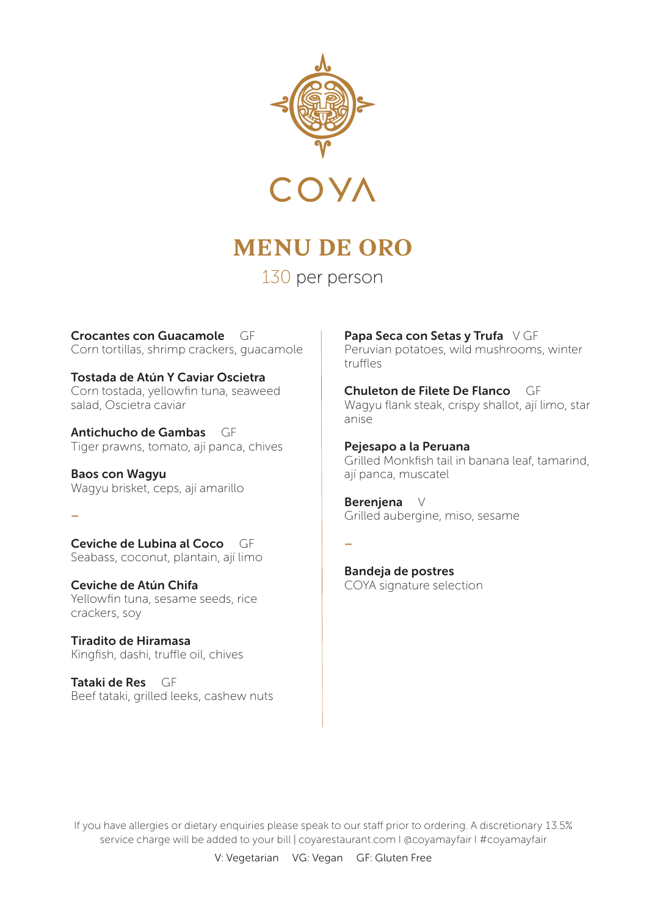# COYA

## MENU DE ORO

130 per person

**Crocantes con Guacamole** GF
Corn tortillas, shrimp crackers, guacamole

**Tostada de Atún Y Caviar Oscietra**
Corn tostada, yellowfin tuna, seaweed salad, Oscietra caviar

**Antichucho de Gambas** GF
Tiger prawns, tomato, ají panca, chives

**Baos con Wagyu**
Wagyu brisket, ceps, ají amarillo

–

**Ceviche de Lubina al Coco** GF
Seabass, coconut, plantain, ají limo

**Ceviche de Atún Chifa**
Yellowfin tuna, sesame seeds, rice crackers, soy

**Tiradito de Hiramasa**
Kingfish, dashi, truffle oil, chives

**Tataki de Res** GF
Beef tataki, grilled leeks, cashew nuts

**Papa Seca con Setas y Trufa** V GF
Peruvian potatoes, wild mushrooms, winter truffles

**Chuleton de Filete De Flanco** GF
Wagyu flank steak, crispy shallot, ají limo, star anise

**Pejesapo a la Peruana**
Grilled Monkfish tail in banana leaf, tamarind, ají panca, muscatel

**Berenjena** V
Grilled aubergine, miso, sesame

–

**Bandeja de postres**
COYA signature selection

If you have allergies or dietary enquiries please speak to our staff prior to ordering. A discretionary 13.5% service charge will be added to your bill | coyarestaurant.com I @coyamayfair I #coyamayfair

V: Vegetarian VG: Vegan GF: Gluten Free